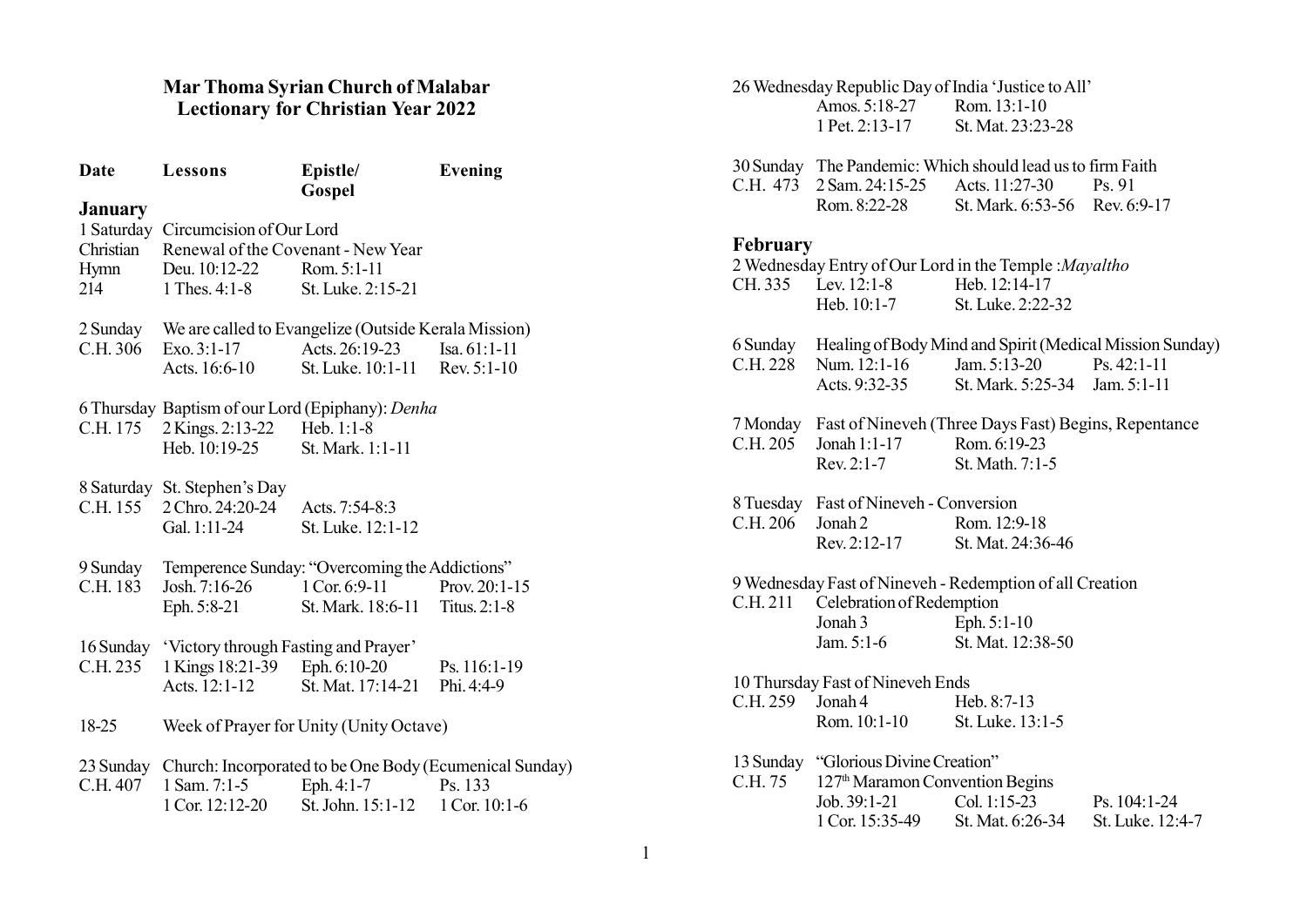# Mar Thoma Syrian Church of Malabar
## Lectionary for Christian Year 2022

| Date | Lessons | Epistle/ Gospel | Evening |
|---|---|---|---|
| **January** | | | |
| 1 Saturday | Circumcision of Our Lord | | |
| Christian | Renewal of the Covenant - New Year | | |
| Hymn | Deu. 10:12-22 | Rom. 5:1-11 | |
| 214 | 1 Thes. 4:1-8 | St. Luke. 2:15-21 | |
| 2 Sunday | We are called to Evangelize (Outside Kerala Mission) | | |
| C.H. 306 | Exo. 3:1-17 | Acts. 26:19-23 | Isa. 61:1-11 |
| | Acts. 16:6-10 | St. Luke. 10:1-11 | Rev. 5:1-10 |
| 6 Thursday | Baptism of our Lord (Epiphany): *Denha* | | |
| C.H. 175 | 2 Kings. 2:13-22 | Heb. 1:1-8 | |
| | Heb. 10:19-25 | St. Mark. 1:1-11 | |
| 8 Saturday | St. Stephen's Day | | |
| C.H. 155 | 2 Chro. 24:20-24 | Acts. 7:54-8:3 | |
| | Gal. 1:11-24 | St. Luke. 12:1-12 | |
| 9 Sunday | Temperence Sunday: "Overcoming the Addictions" | | |
| C.H. 183 | Josh. 7:16-26 | 1 Cor. 6:9-11 | Prov. 20:1-15 |
| | Eph. 5:8-21 | St. Mark. 18:6-11 | Titus. 2:1-8 |
| 16 Sunday | 'Victory through Fasting and Prayer' | | |
| C.H. 235 | 1 Kings 18:21-39 | Eph. 6:10-20 | Ps. 116:1-19 |
| | Acts. 12:1-12 | St. Mat. 17:14-21 | Phi. 4:4-9 |
| 18-25 | Week of Prayer for Unity (Unity Octave) | | |
| 23 Sunday | Church: Incorporated to be One Body (Ecumenical Sunday) | | |
| C.H. 407 | 1 Sam. 7:1-5 | Eph. 4:1-7 | Ps. 133 |
| | 1 Cor. 12:12-20 | St. John. 15:1-12 | 1 Cor. 10:1-6 |
| 26 Wednesday | Republic Day of India 'Justice to All' | | |
| | Amos. 5:18-27 | Rom. 13:1-10 | |
| | 1 Pet. 2:13-17 | St. Mat. 23:23-28 | |
| 30 Sunday | The Pandemic: Which should lead us to firm Faith | | |
| C.H. 473 | 2 Sam. 24:15-25 | Acts. 11:27-30 | Ps. 91 |
| | Rom. 8:22-28 | St. Mark. 6:53-56 | Rev. 6:9-17 |
| **February** | | | |
| 2 Wednesday | Entry of Our Lord in the Temple :*Mayaltho* | | |
| CH. 335 | Lev. 12:1-8 | Heb. 12:14-17 | |
| | Heb. 10:1-7 | St. Luke. 2:22-32 | |
| 6 Sunday | Healing of Body Mind and Spirit (Medical Mission Sunday) | | |
| C.H. 228 | Num. 12:1-16 | Jam. 5:13-20 | Ps. 42:1-11 |
| | Acts. 9:32-35 | St. Mark. 5:25-34 | Jam. 5:1-11 |
| 7 Monday | Fast of Nineveh (Three Days Fast) Begins, Repentance | | |
| C.H. 205 | Jonah 1:1-17 | Rom. 6:19-23 | |
| | Rev. 2:1-7 | St. Math. 7:1-5 | |
| 8 Tuesday | Fast of Nineveh - Conversion | | |
| C.H. 206 | Jonah 2 | Rom. 12:9-18 | |
| | Rev. 2:12-17 | St. Mat. 24:36-46 | |
| 9 Wednesday | Fast of Nineveh - Redemption of all Creation | | |
| C.H. 211 | Celebration of Redemption | | |
| | Jonah 3 | Eph. 5:1-10 | |
| | Jam. 5:1-6 | St. Mat. 12:38-50 | |
| 10 Thursday | Fast of Nineveh Ends | | |
| C.H. 259 | Jonah 4 | Heb. 8:7-13 | |
| | Rom. 10:1-10 | St. Luke. 13:1-5 | |
| 13 Sunday | "Glorious Divine Creation" | | |
| C.H. 75 | 127th Maramon Convention Begins | | |
| | Job. 39:1-21 | Col. 1:15-23 | Ps. 104:1-24 |
| | 1 Cor. 15:35-49 | St. Mat. 6:26-34 | St. Luke. 12:4-7 |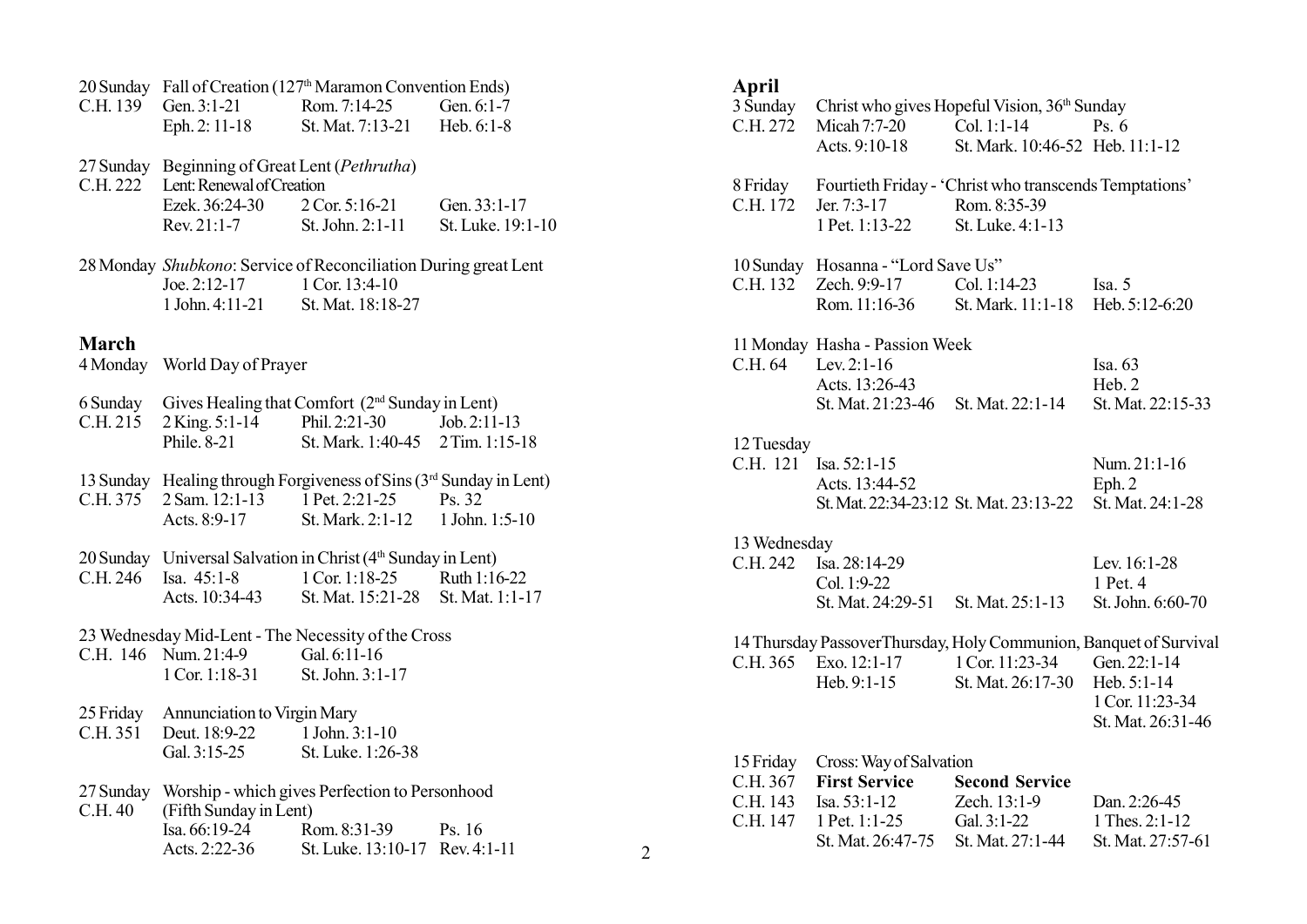20 Sunday Fall of Creation (127[th] Maramon Convention Ends)

| | | | |
|---|---|---|---|
| C.H. 139 | Gen. 3:1-21 | Rom. 7:14-25 | Gen. 6:1-7 |
| | Eph. 2: 11-18 | St. Mat. 7:13-21 | Heb. 6:1-8 |

27 Sunday Beginning of Great Lent (*Pethrutha*)

C.H. 222 Lent: Renewal of Creation

| | | |
|---|---|---|
| Ezek. 36:24-30 | 2 Cor. 5:16-21 | Gen. 33:1-17 |
| Rev. 21:1-7 | St. John. 2:1-11 | St. Luke. 19:1-10 |

28 Monday *Shubkono*: Service of Reconciliation During great Lent

| | |
|---|---|
| Joe. 2:12-17 | 1 Cor. 13:4-10 |
| 1 John. 4:11-21 | St. Mat. 18:18-27 |

## March

4 Monday World Day of Prayer

6 Sunday Gives Healing that Comfort (2[nd] Sunday in Lent)

| | | | |
|---|---|---|---|
| C.H. 215 | 2 King. 5:1-14 | Phil. 2:21-30 | Job. 2:11-13 |
| | Phile. 8-21 | St. Mark. 1:40-45 | 2 Tim. 1:15-18 |

13 Sunday Healing through Forgiveness of Sins (3[rd] Sunday in Lent)

| | | | |
|---|---|---|---|
| C.H. 375 | 2 Sam. 12:1-13 | 1 Pet. 2:21-25 | Ps. 32 |
| | Acts. 8:9-17 | St. Mark. 2:1-12 | 1 John. 1:5-10 |

20 Sunday Universal Salvation in Christ (4[th] Sunday in Lent)

| | | | |
|---|---|---|---|
| C.H. 246 | Isa. 45:1-8 | 1 Cor. 1:18-25 | Ruth 1:16-22 |
| | Acts. 10:34-43 | St. Mat. 15:21-28 | St. Mat. 1:1-17 |

23 Wednesday Mid-Lent - The Necessity of the Cross

| | | |
|---|---|---|
| C.H. 146 | Num. 21:4-9 | Gal. 6:11-16 |
| | 1 Cor. 1:18-31 | St. John. 3:1-17 |

25 Friday Annunciation to Virgin Mary

| | | |
|---|---|---|
| C.H. 351 | Deut. 18:9-22 | 1 John. 3:1-10 |
| | Gal. 3:15-25 | St. Luke. 1:26-38 |

27 Sunday Worship - which gives Perfection to Personhood

C.H. 40 (Fifth Sunday in Lent)

| | | |
|---|---|---|
| Isa. 66:19-24 | Rom. 8:31-39 | Ps. 16 |
| Acts. 2:22-36 | St. Luke. 13:10-17 | Rev. 4:1-11 |

## April

3 Sunday Christ who gives Hopeful Vision, 36[th] Sunday

| | | | |
|---|---|---|---|
| C.H. 272 | Micah 7:7-20 | Col. 1:1-14 | Ps. 6 |
| | Acts. 9:10-18 | St. Mark. 10:46-52 | Heb. 11:1-12 |

8 Friday Fourtieth Friday - 'Christ who transcends Temptations'

| | | |
|---|---|---|
| C.H. 172 | Jer. 7:3-17 | Rom. 8:35-39 |
| | 1 Pet. 1:13-22 | St. Luke. 4:1-13 |

10 Sunday Hosanna - "Lord Save Us"

| | | | |
|---|---|---|---|
| C.H. 132 | Zech. 9:9-17 | Col. 1:14-23 | Isa. 5 |
| | Rom. 11:16-36 | St. Mark. 11:1-18 | Heb. 5:12-6:20 |

11 Monday Hasha - Passion Week

| | | | |
|---|---|---|---|
| C.H. 64 | Lev. 2:1-16 | | Isa. 63 |
| | Acts. 13:26-43 | | Heb. 2 |
| | St. Mat. 21:23-46 | St. Mat. 22:1-14 | St. Mat. 22:15-33 |

12 Tuesday

| | | | |
|---|---|---|---|
| C.H. 121 | Isa. 52:1-15 | | Num. 21:1-16 |
| | Acts. 13:44-52 | | Eph. 2 |
| | St. Mat. 22:34-23:12 | St. Mat. 23:13-22 | St. Mat. 24:1-28 |

13 Wednesday

| | | | |
|---|---|---|---|
| C.H. 242 | Isa. 28:14-29 | | Lev. 16:1-28 |
| | Col. 1:9-22 | | 1 Pet. 4 |
| | St. Mat. 24:29-51 | St. Mat. 25:1-13 | St. John. 6:60-70 |

14 Thursday Passover Thursday, Holy Communion, Banquet of Survival

| | | | |
|---|---|---|---|
| C.H. 365 | Exo. 12:1-17 | 1 Cor. 11:23-34 | Gen. 22:1-14 |
| | Heb. 9:1-15 | St. Mat. 26:17-30 | Heb. 5:1-14 |
| | | | 1 Cor. 11:23-34 |
| | | | St. Mat. 26:31-46 |

15 Friday Cross: Way of Salvation

| | | | |
|---|---|---|---|
| C.H. 367 | **First Service** | **Second Service** | |
| C.H. 143 | Isa. 53:1-12 | Zech. 13:1-9 | Dan. 2:26-45 |
| C.H. 147 | 1 Pet. 1:1-25 | Gal. 3:1-22 | 1 Thes. 2:1-12 |
| | St. Mat. 26:47-75 | St. Mat. 27:1-44 | St. Mat. 27:57-61 |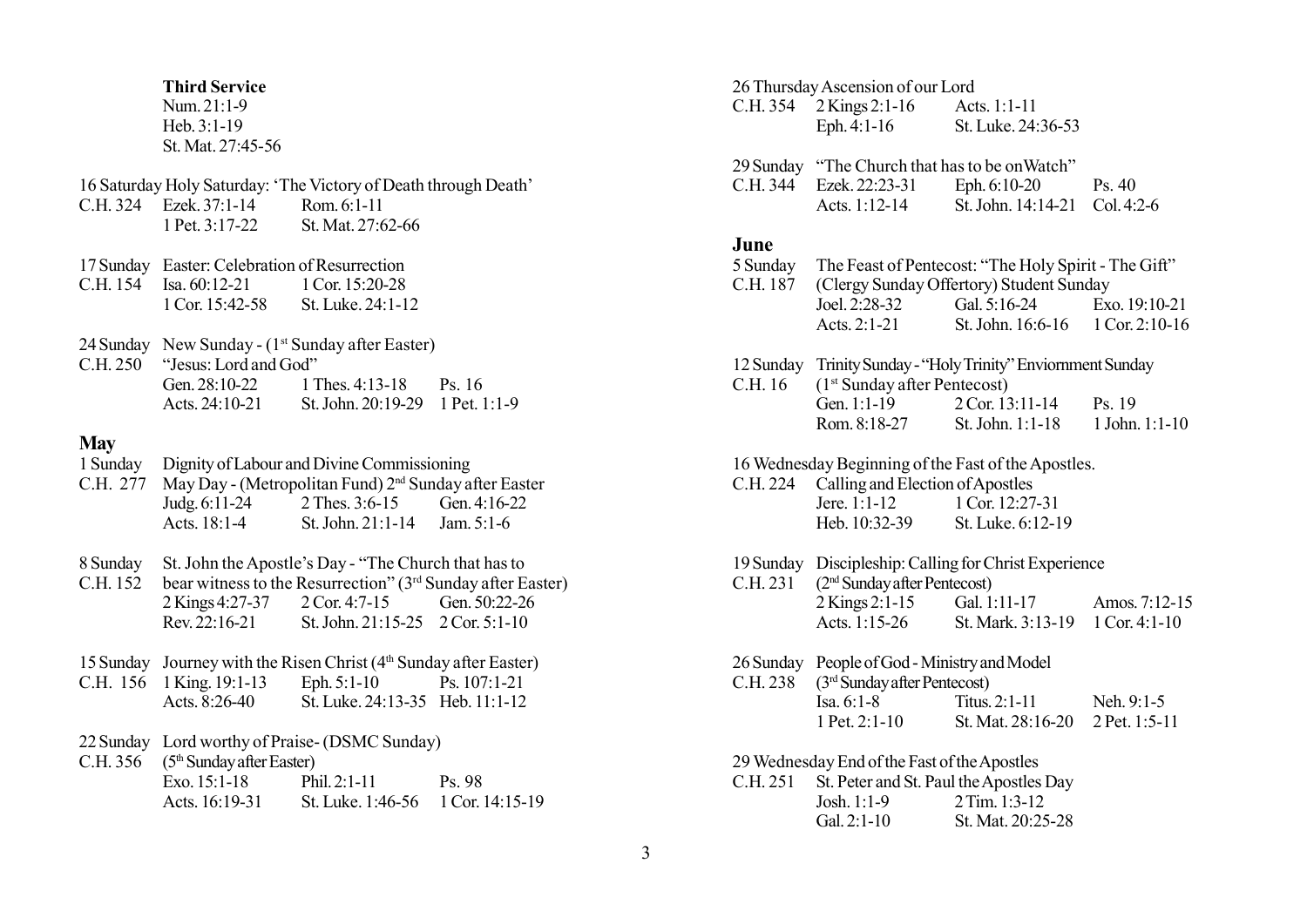**Third Service**
Num. 21:1-9
Heb. 3:1-19
St. Mat. 27:45-56

16 Saturday Holy Saturday: 'The Victory of Death through Death'
C.H. 324 Ezek. 37:1-14 Rom. 6:1-11
1 Pet. 3:17-22 St. Mat. 27:62-66

17 Sunday Easter: Celebration of Resurrection
C.H. 154 Isa. 60:12-21 1 Cor. 15:20-28
1 Cor. 15:42-58 St. Luke. 24:1-12

24 Sunday New Sunday - (1st Sunday after Easter)
C.H. 250 "Jesus: Lord and God"
Gen. 28:10-22 1 Thes. 4:13-18 Ps. 16
Acts. 24:10-21 St. John. 20:19-29 1 Pet. 1:1-9

## May

1 Sunday Dignity of Labour and Divine Commissioning
C.H. 277 May Day - (Metropolitan Fund) 2nd Sunday after Easter
Judg. 6:11-24 2 Thes. 3:6-15 Gen. 4:16-22
Acts. 18:1-4 St. John. 21:1-14 Jam. 5:1-6

8 Sunday St. John the Apostle's Day - "The Church that has to
C.H. 152 bear witness to the Resurrection" (3rd Sunday after Easter)
2 Kings 4:27-37 2 Cor. 4:7-15 Gen. 50:22-26
Rev. 22:16-21 St. John. 21:15-25 2 Cor. 5:1-10

15 Sunday Journey with the Risen Christ (4th Sunday after Easter)
C.H. 156 1 King. 19:1-13 Eph. 5:1-10 Ps. 107:1-21
Acts. 8:26-40 St. Luke. 24:13-35 Heb. 11:1-12

22 Sunday Lord worthy of Praise- (DSMC Sunday)
C.H. 356 (5th Sunday after Easter)
Exo. 15:1-18 Phil. 2:1-11 Ps. 98
Acts. 16:19-31 St. Luke. 1:46-56 1 Cor. 14:15-19

26 Thursday Ascension of our Lord
C.H. 354 2 Kings 2:1-16 Acts. 1:1-11
Eph. 4:1-16 St. Luke. 24:36-53

29 Sunday "The Church that has to be on Watch"
C.H. 344 Ezek. 22:23-31 Eph. 6:10-20 Ps. 40
Acts. 1:12-14 St. John. 14:14-21 Col. 4:2-6

## June

5 Sunday The Feast of Pentecost: "The Holy Spirit - The Gift"
C.H. 187 (Clergy Sunday Offertory) Student Sunday
Joel. 2:28-32 Gal. 5:16-24 Exo. 19:10-21
Acts. 2:1-21 St. John. 16:6-16 1 Cor. 2:10-16

12 Sunday Trinity Sunday - "Holy Trinity" Enviornment Sunday
C.H. 16 (1st Sunday after Pentecost)
Gen. 1:1-19 2 Cor. 13:11-14 Ps. 19
Rom. 8:18-27 St. John. 1:1-18 1 John. 1:1-10

16 Wednesday Beginning of the Fast of the Apostles.
C.H. 224 Calling and Election of Apostles
Jere. 1:1-12 1 Cor. 12:27-31
Heb. 10:32-39 St. Luke. 6:12-19

19 Sunday Discipleship: Calling for Christ Experience
C.H. 231 (2nd Sunday after Pentecost)
2 Kings 2:1-15 Gal. 1:11-17 Amos. 7:12-15
Acts. 1:15-26 St. Mark. 3:13-19 1 Cor. 4:1-10

26 Sunday People of God - Ministry and Model
C.H. 238 (3rd Sunday after Pentecost)
Isa. 6:1-8 Titus. 2:1-11 Neh. 9:1-5
1 Pet. 2:1-10 St. Mat. 28:16-20 2 Pet. 1:5-11

29 Wednesday End of the Fast of the Apostles
C.H. 251 St. Peter and St. Paul the Apostles Day
Josh. 1:1-9 2 Tim. 1:3-12
Gal. 2:1-10 St. Mat. 20:25-28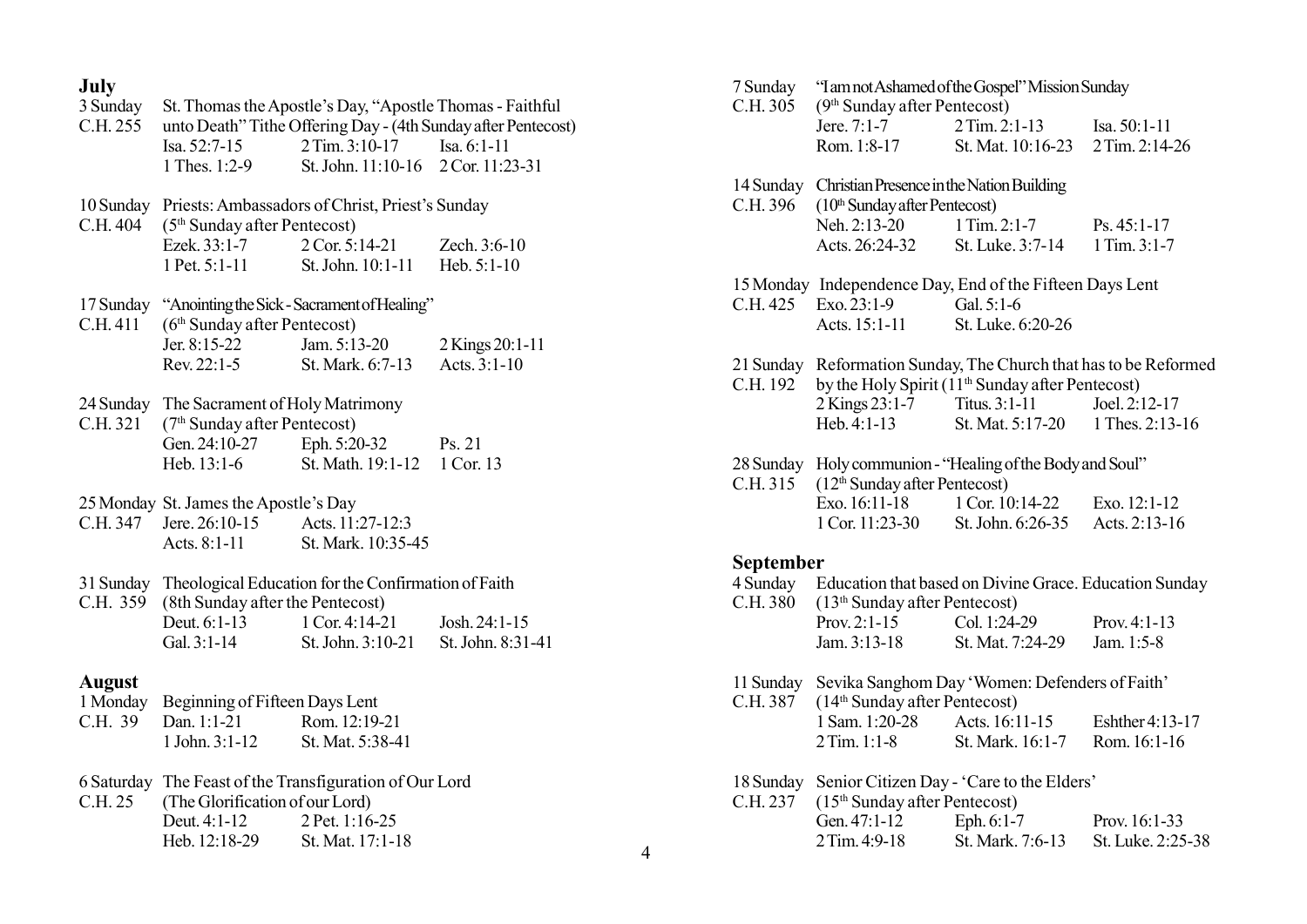## July

**3 Sunday** — St. Thomas the Apostle's Day, "Apostle Thomas - Faithful unto Death" Tithe Offering Day - (4th Sunday after Pentecost)
C.H. 255

| | | |
|---|---|---|
| Isa. 52:7-15 | 2 Tim. 3:10-17 | Isa. 6:1-11 |
| 1 Thes. 1:2-9 | St. John. 11:10-16 | 2 Cor. 11:23-31 |

**10 Sunday** — Priests: Ambassadors of Christ, Priest's Sunday
C.H. 404 — (5th Sunday after Pentecost)

| | | |
|---|---|---|
| Ezek. 33:1-7 | 2 Cor. 5:14-21 | Zech. 3:6-10 |
| 1 Pet. 5:1-11 | St. John. 10:1-11 | Heb. 5:1-10 |

**17 Sunday** — "Anointing the Sick - Sacrament of Healing"
C.H. 411 — (6th Sunday after Pentecost)

| | | |
|---|---|---|
| Jer. 8:15-22 | Jam. 5:13-20 | 2 Kings 20:1-11 |
| Rev. 22:1-5 | St. Mark. 6:7-13 | Acts. 3:1-10 |

**24 Sunday** — The Sacrament of Holy Matrimony
C.H. 321 — (7th Sunday after Pentecost)

| | | |
|---|---|---|
| Gen. 24:10-27 | Eph. 5:20-32 | Ps. 21 |
| Heb. 13:1-6 | St. Math. 19:1-12 | 1 Cor. 13 |

**25 Monday** — St. James the Apostle's Day
C.H. 347

| | |
|---|---|
| Jere. 26:10-15 | Acts. 11:27-12:3 |
| Acts. 8:1-11 | St. Mark. 10:35-45 |

**31 Sunday** — Theological Education for the Confirmation of Faith
C.H. 359 — (8th Sunday after the Pentecost)

| | | |
|---|---|---|
| Deut. 6:1-13 | 1 Cor. 4:14-21 | Josh. 24:1-15 |
| Gal. 3:1-14 | St. John. 3:10-21 | St. John. 8:31-41 |

## August

**1 Monday** — Beginning of Fifteen Days Lent
C.H. 39

| | |
|---|---|
| Dan. 1:1-21 | Rom. 12:19-21 |
| 1 John. 3:1-12 | St. Mat. 5:38-41 |

**6 Saturday** — The Feast of the Transfiguration of Our Lord
C.H. 25 — (The Glorification of our Lord)

| | |
|---|---|
| Deut. 4:1-12 | 2 Pet. 1:16-25 |
| Heb. 12:18-29 | St. Mat. 17:1-18 |

**7 Sunday** — "I am not Ashamed of the Gospel" Mission Sunday
C.H. 305 — (9th Sunday after Pentecost)

| | | |
|---|---|---|
| Jere. 7:1-7 | 2 Tim. 2:1-13 | Isa. 50:1-11 |
| Rom. 1:8-17 | St. Mat. 10:16-23 | 2 Tim. 2:14-26 |

**14 Sunday** — Christian Presence in the Nation Building
C.H. 396 — (10th Sunday after Pentecost)

| | | |
|---|---|---|
| Neh. 2:13-20 | 1 Tim. 2:1-7 | Ps. 45:1-17 |
| Acts. 26:24-32 | St. Luke. 3:7-14 | 1 Tim. 3:1-7 |

**15 Monday** — Independence Day, End of the Fifteen Days Lent
C.H. 425

| | |
|---|---|
| Exo. 23:1-9 | Gal. 5:1-6 |
| Acts. 15:1-11 | St. Luke. 6:20-26 |

**21 Sunday** — Reformation Sunday, The Church that has to be Reformed by the Holy Spirit (11th Sunday after Pentecost)
C.H. 192

| | | |
|---|---|---|
| 2 Kings 23:1-7 | Titus. 3:1-11 | Joel. 2:12-17 |
| Heb. 4:1-13 | St. Mat. 5:17-20 | 1 Thes. 2:13-16 |

**28 Sunday** — Holy communion - "Healing of the Body and Soul"
C.H. 315 — (12th Sunday after Pentecost)

| | | |
|---|---|---|
| Exo. 16:11-18 | 1 Cor. 10:14-22 | Exo. 12:1-12 |
| 1 Cor. 11:23-30 | St. John. 6:26-35 | Acts. 2:13-16 |

## September

**4 Sunday** — Education that based on Divine Grace. Education Sunday
C.H. 380 — (13th Sunday after Pentecost)

| | | |
|---|---|---|
| Prov. 2:1-15 | Col. 1:24-29 | Prov. 4:1-13 |
| Jam. 3:13-18 | St. Mat. 7:24-29 | Jam. 1:5-8 |

**11 Sunday** — Sevika Sanghom Day 'Women: Defenders of Faith'
C.H. 387 — (14th Sunday after Pentecost)

| | | |
|---|---|---|
| 1 Sam. 1:20-28 | Acts. 16:11-15 | Eshther 4:13-17 |
| 2 Tim. 1:1-8 | St. Mark. 16:1-7 | Rom. 16:1-16 |

**18 Sunday** — Senior Citizen Day - 'Care to the Elders'
C.H. 237 — (15th Sunday after Pentecost)

| | | |
|---|---|---|
| Gen. 47:1-12 | Eph. 6:1-7 | Prov. 16:1-33 |
| 2 Tim. 4:9-18 | St. Mark. 7:6-13 | St. Luke. 2:25-38 |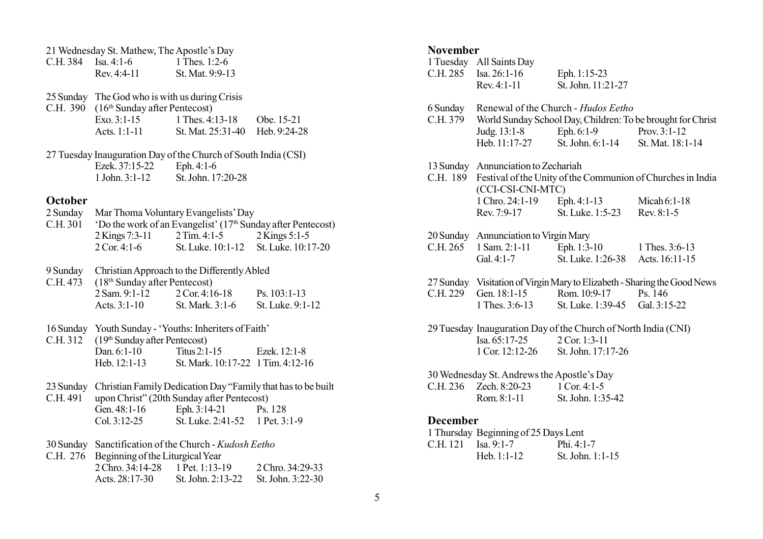21 Wednesday St. Mathew, The Apostle's Day
C.H. 384 Isa. 4:1-6 1 Thes. 1:2-6
Rev. 4:4-11 St. Mat. 9:9-13

25 Sunday The God who is with us during Crisis
C.H. 390 (16th Sunday after Pentecost)
Exo. 3:1-15 1 Thes. 4:13-18 Obe. 15-21
Acts. 1:1-11 St. Mat. 25:31-40 Heb. 9:24-28

27 Tuesday Inauguration Day of the Church of South India (CSI)
Ezek. 37:15-22 Eph. 4:1-6
1 John. 3:1-12 St. John. 17:20-28

## October

2 Sunday Mar Thoma Voluntary Evangelists' Day
C.H. 301 'Do the work of an Evangelist' (17th Sunday after Pentecost)
2 Kings 7:3-11 2 Tim. 4:1-5 2 Kings 5:1-5
2 Cor. 4:1-6 St. Luke. 10:1-12 St. Luke. 10:17-20

9 Sunday Christian Approach to the Differently Abled
C.H. 473 (18th Sunday after Pentecost)
2 Sam. 9:1-12 2 Cor. 4:16-18 Ps. 103:1-13
Acts. 3:1-10 St. Mark. 3:1-6 St. Luke. 9:1-12

16 Sunday Youth Sunday - 'Youths: Inheriters of Faith'
C.H. 312 (19th Sunday after Pentecost)
Dan. 6:1-10 Titus 2:1-15 Ezek. 12:1-8
Heb. 12:1-13 St. Mark. 10:17-22 1 Tim. 4:12-16

23 Sunday Christian Family Dedication Day "Family that has to be built
C.H. 491 upon Christ" (20th Sunday after Pentecost)
Gen. 48:1-16 Eph. 3:14-21 Ps. 128
Col. 3:12-25 St. Luke. 2:41-52 1 Pet. 3:1-9

30 Sunday Sanctification of the Church - *Kudosh Eetho*
C.H. 276 Beginning of the Liturgical Year
2 Chro. 34:14-28 1 Pet. 1:13-19 2 Chro. 34:29-33
Acts. 28:17-30 St. John. 2:13-22 St. John. 3:22-30

## November

1 Tuesday All Saints Day
C.H. 285 Isa. 26:1-16 Eph. 1:15-23
Rev. 4:1-11 St. John. 11:21-27

6 Sunday Renewal of the Church - *Hudos Eetho*
C.H. 379 World Sunday School Day, Children: To be brought for Christ
Judg. 13:1-8 Eph. 6:1-9 Prov. 3:1-12
Heb. 11:17-27 St. John. 6:1-14 St. Mat. 18:1-14

13 Sunday Annunciation to Zechariah
C.H. 189 Festival of the Unity of the Communion of Churches in India (CCI-CSI-CNI-MTC)
1 Chro. 24:1-19 Eph. 4:1-13 Micah 6:1-18
Rev. 7:9-17 St. Luke. 1:5-23 Rev. 8:1-5

20 Sunday Annunciation to Virgin Mary
C.H. 265 1 Sam. 2:1-11 Eph. 1:3-10 1 Thes. 3:6-13
Gal. 4:1-7 St. Luke. 1:26-38 Acts. 16:11-15

27 Sunday Visitation of Virgin Mary to Elizabeth - Sharing the Good News
C.H. 229 Gen. 18:1-15 Rom. 10:9-17 Ps. 146
1 Thes. 3:6-13 St. Luke. 1:39-45 Gal. 3:15-22

29 Tuesday Inauguration Day of the Church of North India (CNI)
Isa. 65:17-25 2 Cor. 1:3-11
1 Cor. 12:12-26 St. John. 17:17-26

30 Wednesday St. Andrews the Apostle's Day
C.H. 236 Zech. 8:20-23 1 Cor. 4:1-5
Rom. 8:1-11 St. John. 1:35-42

## December

1 Thursday Beginning of 25 Days Lent
C.H. 121 Isa. 9:1-7 Phi. 4:1-7
Heb. 1:1-12 St. John. 1:1-15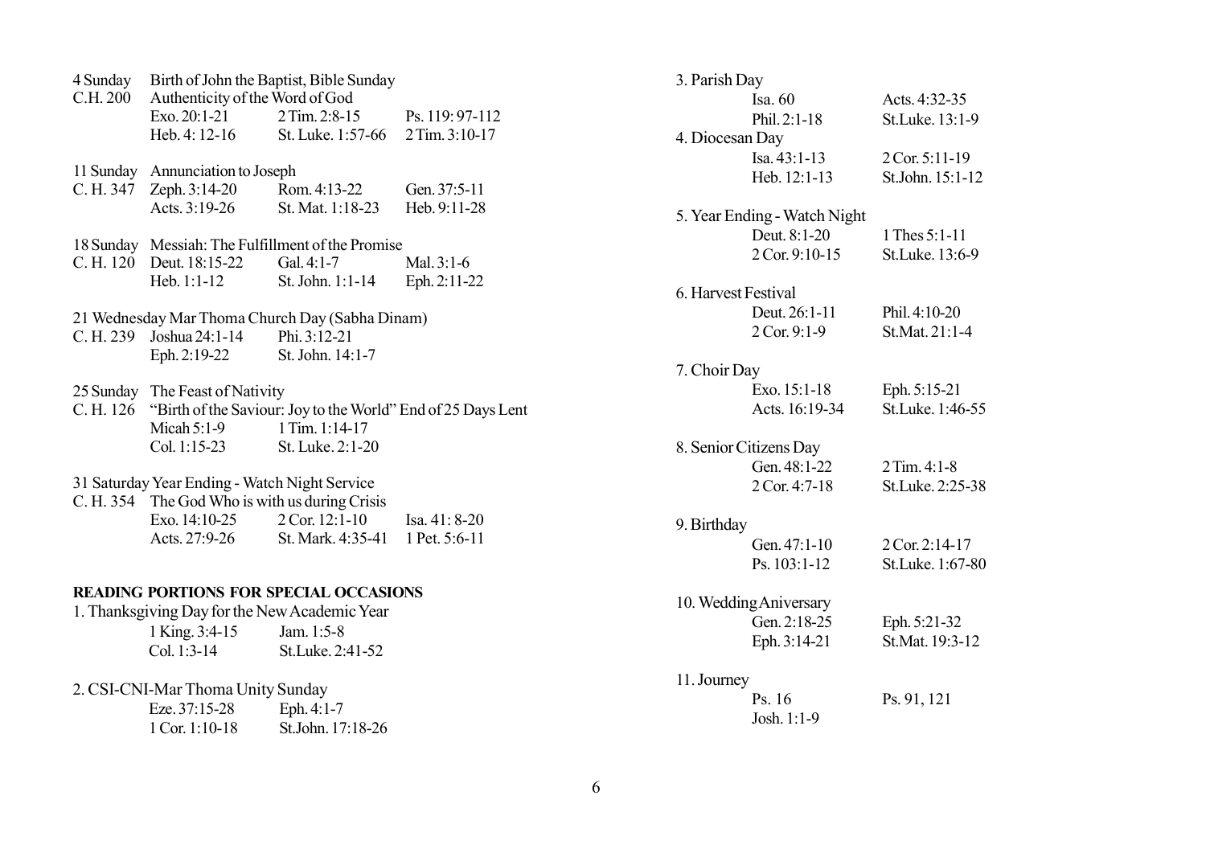4 Sunday — Birth of John the Baptist, Bible Sunday
C.H. 200 — Authenticity of the Word of God

| | | |
|---|---|---|
| Exo. 20:1-21 | 2 Tim. 2:8-15 | Ps. 119: 97-112 |
| Heb. 4: 12-16 | St. Luke. 1:57-66 | 2 Tim. 3:10-17 |

11 Sunday — Annunciation to Joseph
C. H. 347

| | | |
|---|---|---|
| Zeph. 3:14-20 | Rom. 4:13-22 | Gen. 37:5-11 |
| Acts. 3:19-26 | St. Mat. 1:18-23 | Heb. 9:11-28 |

18 Sunday — Messiah: The Fulfillment of the Promise
C. H. 120

| | | |
|---|---|---|
| Deut. 18:15-22 | Gal. 4:1-7 | Mal. 3:1-6 |
| Heb. 1:1-12 | St. John. 1:1-14 | Eph. 2:11-22 |

21 Wednesday Mar Thoma Church Day (Sabha Dinam)
C. H. 239

| | |
|---|---|
| Joshua 24:1-14 | Phi. 3:12-21 |
| Eph. 2:19-22 | St. John. 14:1-7 |

25 Sunday — The Feast of Nativity
C. H. 126 — "Birth of the Saviour: Joy to the World" End of 25 Days Lent

| | |
|---|---|
| Micah 5:1-9 | 1 Tim. 1:14-17 |
| Col. 1:15-23 | St. Luke. 2:1-20 |

31 Saturday Year Ending - Watch Night Service
C. H. 354 — The God Who is with us during Crisis

| | | |
|---|---|---|
| Exo. 14:10-25 | 2 Cor. 12:1-10 | Isa. 41: 8-20 |
| Acts. 27:9-26 | St. Mark. 4:35-41 | 1 Pet. 5:6-11 |

**READING PORTIONS FOR SPECIAL OCCASIONS**

1. Thanksgiving Day for the New Academic Year

| | |
|---|---|
| 1 King. 3:4-15 | Jam. 1:5-8 |
| Col. 1:3-14 | St.Luke. 2:41-52 |

2. CSI-CNI-Mar Thoma Unity Sunday

| | |
|---|---|
| Eze. 37:15-28 | Eph. 4:1-7 |
| 1 Cor. 1:10-18 | St.John. 17:18-26 |

3. Parish Day

| | |
|---|---|
| Isa. 60 | Acts. 4:32-35 |
| Phil. 2:1-18 | St.Luke. 13:1-9 |

4. Diocesan Day

| | |
|---|---|
| Isa. 43:1-13 | 2 Cor. 5:11-19 |
| Heb. 12:1-13 | St.John. 15:1-12 |

5. Year Ending - Watch Night

| | |
|---|---|
| Deut. 8:1-20 | 1 Thes 5:1-11 |
| 2 Cor. 9:10-15 | St.Luke. 13:6-9 |

6. Harvest Festival

| | |
|---|---|
| Deut. 26:1-11 | Phil. 4:10-20 |
| 2 Cor. 9:1-9 | St.Mat. 21:1-4 |

7. Choir Day

| | |
|---|---|
| Exo. 15:1-18 | Eph. 5:15-21 |
| Acts. 16:19-34 | St.Luke. 1:46-55 |

8. Senior Citizens Day

| | |
|---|---|
| Gen. 48:1-22 | 2 Tim. 4:1-8 |
| 2 Cor. 4:7-18 | St.Luke. 2:25-38 |

9. Birthday

| | |
|---|---|
| Gen. 47:1-10 | 2 Cor. 2:14-17 |
| Ps. 103:1-12 | St.Luke. 1:67-80 |

10. Wedding Aniversary

| | |
|---|---|
| Gen. 2:18-25 | Eph. 5:21-32 |
| Eph. 3:14-21 | St.Mat. 19:3-12 |

11. Journey

| | |
|---|---|
| Ps. 16 | Ps. 91, 121 |
| Josh. 1:1-9 | |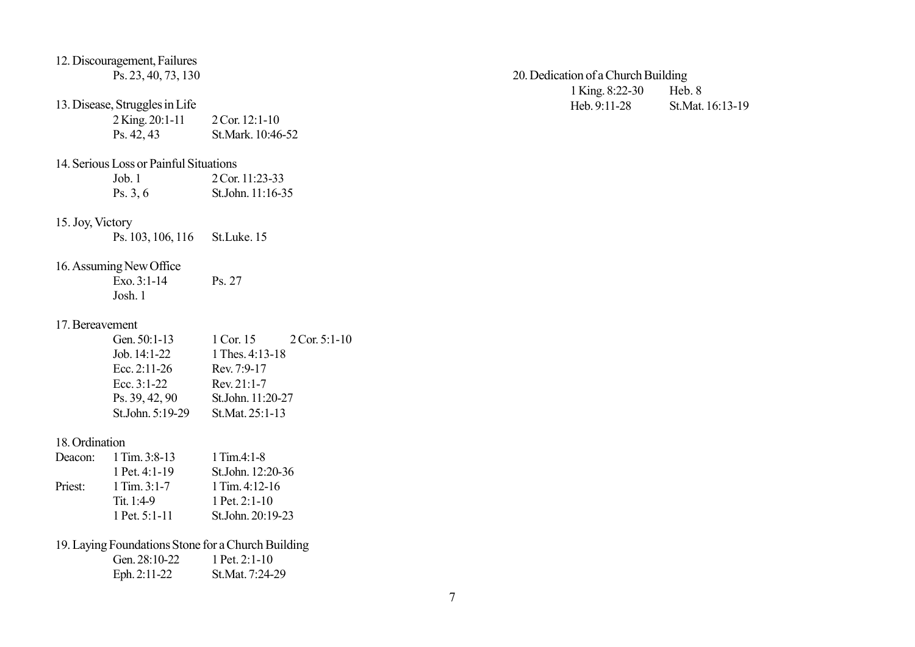12. Discouragement, Failures

Ps. 23, 40, 73, 130

13. Disease, Struggles in Life

| | |
|---|---|
| 2 King. 20:1-11 | 2 Cor. 12:1-10 |
| Ps. 42, 43 | St.Mark. 10:46-52 |

14. Serious Loss or Painful Situations

| | |
|---|---|
| Job. 1 | 2 Cor. 11:23-33 |
| Ps. 3, 6 | St.John. 11:16-35 |

15. Joy, Victory

| | |
|---|---|
| Ps. 103, 106, 116 | St.Luke. 15 |

16. Assuming New Office

| | |
|---|---|
| Exo. 3:1-14 | Ps. 27 |
| Josh. 1 | |

17. Bereavement

| | | |
|---|---|---|
| Gen. 50:1-13 | 1 Cor. 15 | 2 Cor. 5:1-10 |
| Job. 14:1-22 | 1 Thes. 4:13-18 | |
| Ecc. 2:11-26 | Rev. 7:9-17 | |
| Ecc. 3:1-22 | Rev. 21:1-7 | |
| Ps. 39, 42, 90 | St.John. 11:20-27 | |
| St.John. 5:19-29 | St.Mat. 25:1-13 | |

18. Ordination

| | | |
|---|---|---|
| Deacon: | 1 Tim. 3:8-13 | 1 Tim.4:1-8 |
| | 1 Pet. 4:1-19 | St.John. 12:20-36 |
| Priest: | 1 Tim. 3:1-7 | 1 Tim. 4:12-16 |
| | Tit. 1:4-9 | 1 Pet. 2:1-10 |
| | 1 Pet. 5:1-11 | St.John. 20:19-23 |

19. Laying Foundations Stone for a Church Building

| | |
|---|---|
| Gen. 28:10-22 | 1 Pet. 2:1-10 |
| Eph. 2:11-22 | St.Mat. 7:24-29 |

20. Dedication of a Church Building

| | |
|---|---|
| 1 King. 8:22-30 | Heb. 8 |
| Heb. 9:11-28 | St.Mat. 16:13-19 |